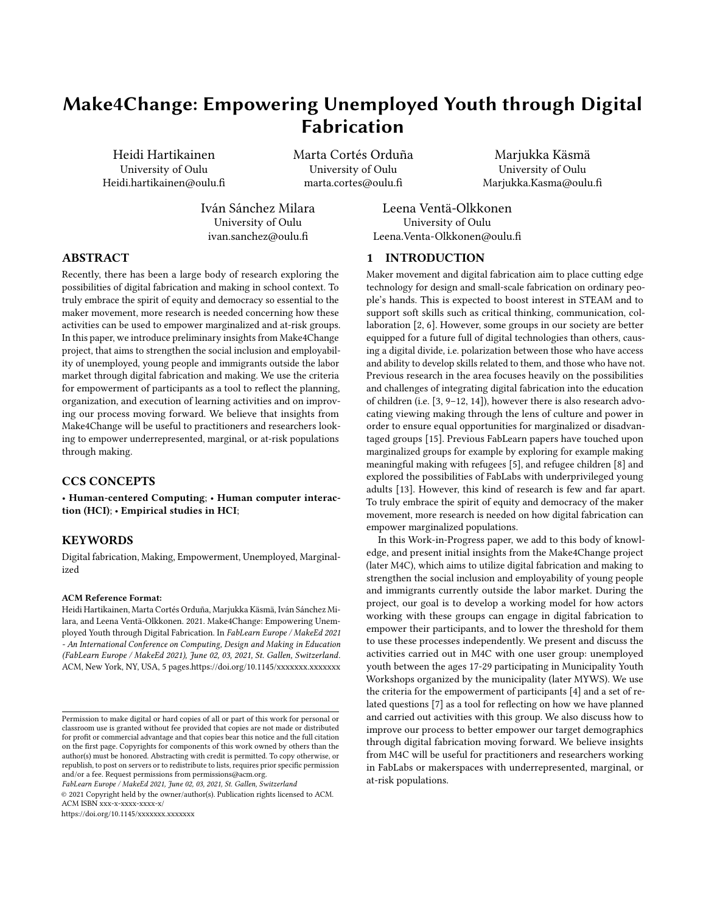# Make4Change: Empowering Unemployed Youth through Digital Fabrication

Heidi Hartikainen
University of Oulu
Heidi.hartikainen@oulu.fi

Marta Cortés Orduña
University of Oulu
marta.cortes@oulu.fi

Marjukka Käsmä
University of Oulu
Marjukka.Kasma@oulu.fi

Iván Sánchez Milara
University of Oulu
ivan.sanchez@oulu.fi

Leena Ventä-Olkkonen
University of Oulu
Leena.Venta-Olkkonen@oulu.fi

## ABSTRACT

Recently, there has been a large body of research exploring the possibilities of digital fabrication and making in school context. To truly embrace the spirit of equity and democracy so essential to the maker movement, more research is needed concerning how these activities can be used to empower marginalized and at-risk groups. In this paper, we introduce preliminary insights from Make4Change project, that aims to strengthen the social inclusion and employability of unemployed, young people and immigrants outside the labor market through digital fabrication and making. We use the criteria for empowerment of participants as a tool to reflect the planning, organization, and execution of learning activities and on improving our process moving forward. We believe that insights from Make4Change will be useful to practitioners and researchers looking to empower underrepresented, marginal, or at-risk populations through making.

## CCS CONCEPTS

• **Human-centered Computing**; • **Human computer interaction (HCI)**; • **Empirical studies in HCI**;

## KEYWORDS

Digital fabrication, Making, Empowerment, Unemployed, Marginalized

**ACM Reference Format:**
Heidi Hartikainen, Marta Cortés Orduña, Marjukka Käsmä, Iván Sánchez Milara, and Leena Ventä-Olkkonen. 2021. Make4Change: Empowering Unemployed Youth through Digital Fabrication. In *FabLearn Europe / MakeEd 2021 - An International Conference on Computing, Design and Making in Education (FabLearn Europe / MakeEd 2021), June 02, 03, 2021, St. Gallen, Switzerland.* ACM, New York, NY, USA, 5 pages.https://doi.org/10.1145/xxxxxxx.xxxxxxx

Permission to make digital or hard copies of all or part of this work for personal or classroom use is granted without fee provided that copies are not made or distributed for profit or commercial advantage and that copies bear this notice and the full citation on the first page. Copyrights for components of this work owned by others than the author(s) must be honored. Abstracting with credit is permitted. To copy otherwise, or republish, to post on servers or to redistribute to lists, requires prior specific permission and/or a fee. Request permissions from permissions@acm.org.
*FabLearn Europe / MakeEd 2021, June 02, 03, 2021, St. Gallen, Switzerland*
© 2021 Copyright held by the owner/author(s). Publication rights licensed to ACM.
ACM ISBN xxx-x-xxxx-xxxx-x/
https://doi.org/10.1145/xxxxxxx.xxxxxxx

## 1 INTRODUCTION

Maker movement and digital fabrication aim to place cutting edge technology for design and small-scale fabrication on ordinary people's hands. This is expected to boost interest in STEAM and to support soft skills such as critical thinking, communication, collaboration [2, 6]. However, some groups in our society are better equipped for a future full of digital technologies than others, causing a digital divide, i.e. polarization between those who have access and ability to develop skills related to them, and those who have not. Previous research in the area focuses heavily on the possibilities and challenges of integrating digital fabrication into the education of children (i.e. [3, 9–12, 14]), however there is also research advocating viewing making through the lens of culture and power in order to ensure equal opportunities for marginalized or disadvantaged groups [15]. Previous FabLearn papers have touched upon marginalized groups for example by exploring for example making meaningful making with refugees [5], and refugee children [8] and explored the possibilities of FabLabs with underprivileged young adults [13]. However, this kind of research is few and far apart. To truly embrace the spirit of equity and democracy of the maker movement, more research is needed on how digital fabrication can empower marginalized populations.

In this Work-in-Progress paper, we add to this body of knowledge, and present initial insights from the Make4Change project (later M4C), which aims to utilize digital fabrication and making to strengthen the social inclusion and employability of young people and immigrants currently outside the labor market. During the project, our goal is to develop a working model for how actors working with these groups can engage in digital fabrication to empower their participants, and to lower the threshold for them to use these processes independently. We present and discuss the activities carried out in M4C with one user group: unemployed youth between the ages 17-29 participating in Municipality Youth Workshops organized by the municipality (later MYWS). We use the criteria for the empowerment of participants [4] and a set of related questions [7] as a tool for reflecting on how we have planned and carried out activities with this group. We also discuss how to improve our process to better empower our target demographics through digital fabrication moving forward. We believe insights from M4C will be useful for practitioners and researchers working in FabLabs or makerspaces with underrepresented, marginal, or at-risk populations.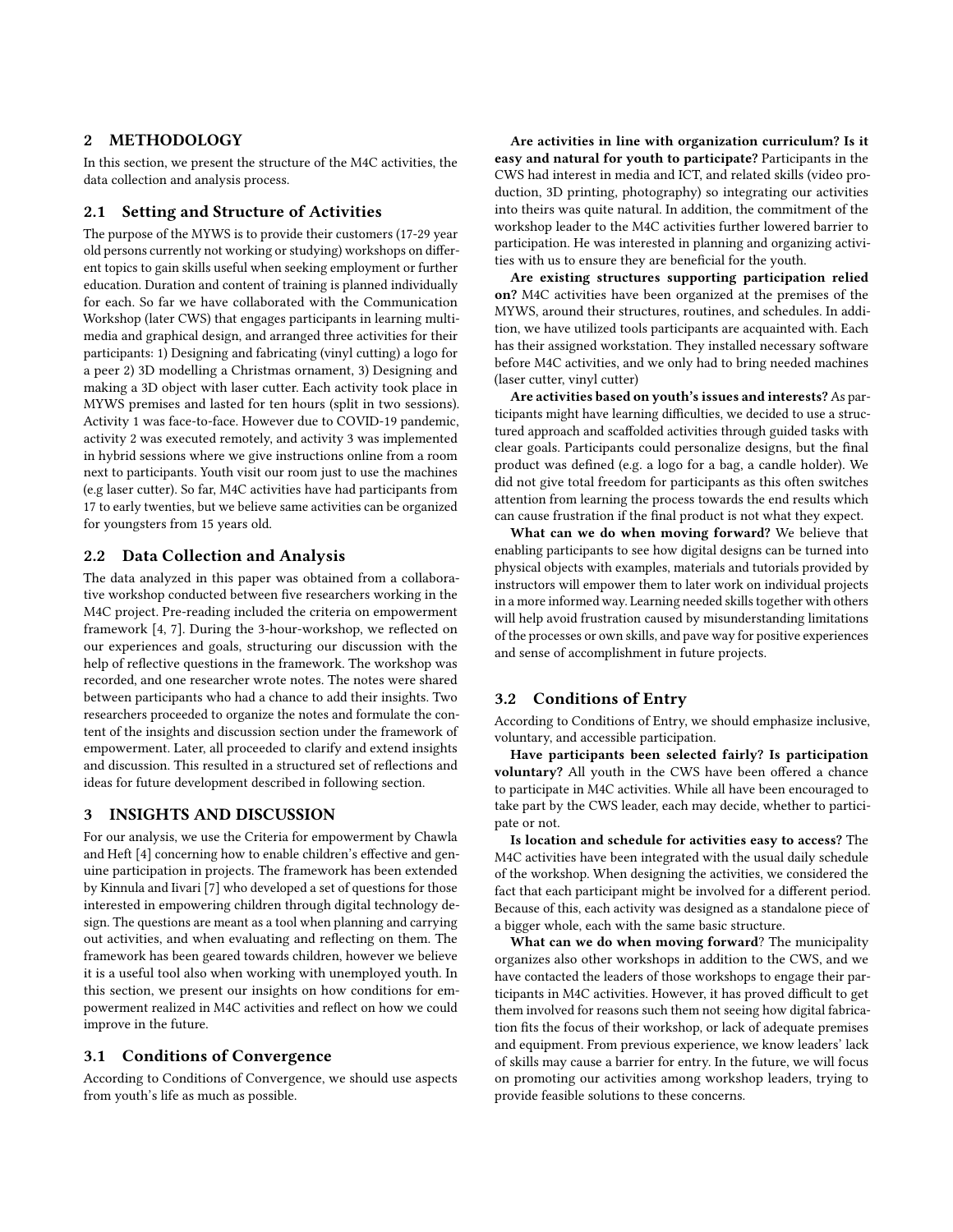## 2 METHODOLOGY

In this section, we present the structure of the M4C activities, the data collection and analysis process.

### 2.1 Setting and Structure of Activities

The purpose of the MYWS is to provide their customers (17-29 year old persons currently not working or studying) workshops on different topics to gain skills useful when seeking employment or further education. Duration and content of training is planned individually for each. So far we have collaborated with the Communication Workshop (later CWS) that engages participants in learning multimedia and graphical design, and arranged three activities for their participants: 1) Designing and fabricating (vinyl cutting) a logo for a peer 2) 3D modelling a Christmas ornament, 3) Designing and making a 3D object with laser cutter. Each activity took place in MYWS premises and lasted for ten hours (split in two sessions). Activity 1 was face-to-face. However due to COVID-19 pandemic, activity 2 was executed remotely, and activity 3 was implemented in hybrid sessions where we give instructions online from a room next to participants. Youth visit our room just to use the machines (e.g laser cutter). So far, M4C activities have had participants from 17 to early twenties, but we believe same activities can be organized for youngsters from 15 years old.

### 2.2 Data Collection and Analysis

The data analyzed in this paper was obtained from a collaborative workshop conducted between five researchers working in the M4C project. Pre-reading included the criteria on empowerment framework [4, 7]. During the 3-hour-workshop, we reflected on our experiences and goals, structuring our discussion with the help of reflective questions in the framework. The workshop was recorded, and one researcher wrote notes. The notes were shared between participants who had a chance to add their insights. Two researchers proceeded to organize the notes and formulate the content of the insights and discussion section under the framework of empowerment. Later, all proceeded to clarify and extend insights and discussion. This resulted in a structured set of reflections and ideas for future development described in following section.

## 3 INSIGHTS AND DISCUSSION

For our analysis, we use the Criteria for empowerment by Chawla and Heft [4] concerning how to enable children's effective and genuine participation in projects. The framework has been extended by Kinnula and Iivari [7] who developed a set of questions for those interested in empowering children through digital technology design. The questions are meant as a tool when planning and carrying out activities, and when evaluating and reflecting on them. The framework has been geared towards children, however we believe it is a useful tool also when working with unemployed youth. In this section, we present our insights on how conditions for empowerment realized in M4C activities and reflect on how we could improve in the future.

### 3.1 Conditions of Convergence

According to Conditions of Convergence, we should use aspects from youth's life as much as possible.

**Are activities in line with organization curriculum? Is it easy and natural for youth to participate?** Participants in the CWS had interest in media and ICT, and related skills (video production, 3D printing, photography) so integrating our activities into theirs was quite natural. In addition, the commitment of the workshop leader to the M4C activities further lowered barrier to participation. He was interested in planning and organizing activities with us to ensure they are beneficial for the youth.

**Are existing structures supporting participation relied on?** M4C activities have been organized at the premises of the MYWS, around their structures, routines, and schedules. In addition, we have utilized tools participants are acquainted with. Each has their assigned workstation. They installed necessary software before M4C activities, and we only had to bring needed machines (laser cutter, vinyl cutter)

**Are activities based on youth's issues and interests?** As participants might have learning difficulties, we decided to use a structured approach and scaffolded activities through guided tasks with clear goals. Participants could personalize designs, but the final product was defined (e.g. a logo for a bag, a candle holder). We did not give total freedom for participants as this often switches attention from learning the process towards the end results which can cause frustration if the final product is not what they expect.

**What can we do when moving forward?** We believe that enabling participants to see how digital designs can be turned into physical objects with examples, materials and tutorials provided by instructors will empower them to later work on individual projects in a more informed way. Learning needed skills together with others will help avoid frustration caused by misunderstanding limitations of the processes or own skills, and pave way for positive experiences and sense of accomplishment in future projects.

### 3.2 Conditions of Entry

According to Conditions of Entry, we should emphasize inclusive, voluntary, and accessible participation.

**Have participants been selected fairly? Is participation voluntary?** All youth in the CWS have been offered a chance to participate in M4C activities. While all have been encouraged to take part by the CWS leader, each may decide, whether to participate or not.

**Is location and schedule for activities easy to access?** The M4C activities have been integrated with the usual daily schedule of the workshop. When designing the activities, we considered the fact that each participant might be involved for a different period. Because of this, each activity was designed as a standalone piece of a bigger whole, each with the same basic structure.

**What can we do when moving forward**? The municipality organizes also other workshops in addition to the CWS, and we have contacted the leaders of those workshops to engage their participants in M4C activities. However, it has proved difficult to get them involved for reasons such them not seeing how digital fabrication fits the focus of their workshop, or lack of adequate premises and equipment. From previous experience, we know leaders' lack of skills may cause a barrier for entry. In the future, we will focus on promoting our activities among workshop leaders, trying to provide feasible solutions to these concerns.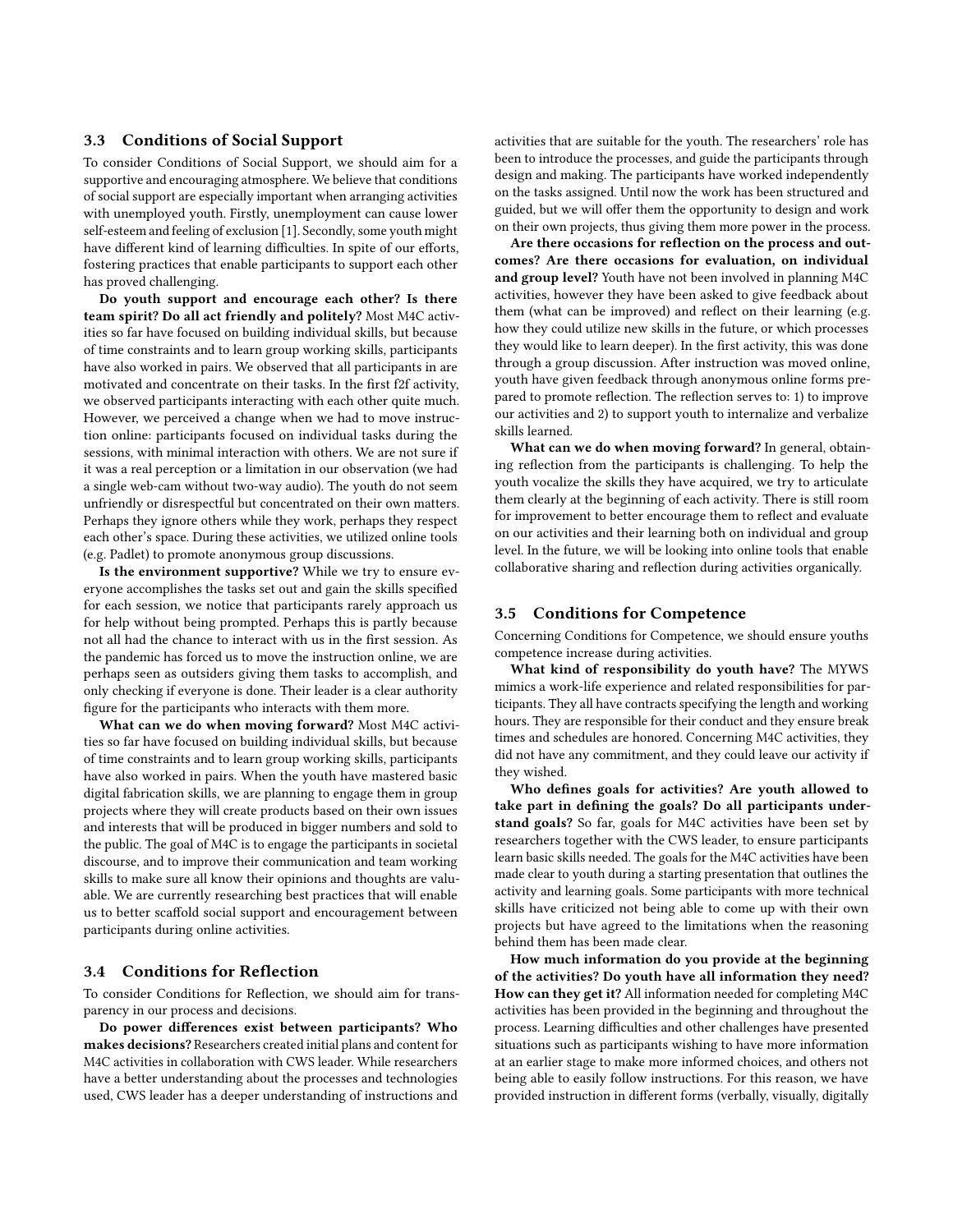### 3.3 Conditions of Social Support

To consider Conditions of Social Support, we should aim for a supportive and encouraging atmosphere. We believe that conditions of social support are especially important when arranging activities with unemployed youth. Firstly, unemployment can cause lower self-esteem and feeling of exclusion [1]. Secondly, some youth might have different kind of learning difficulties. In spite of our efforts, fostering practices that enable participants to support each other has proved challenging.

**Do youth support and encourage each other? Is there team spirit? Do all act friendly and politely?** Most M4C activities so far have focused on building individual skills, but because of time constraints and to learn group working skills, participants have also worked in pairs. We observed that all participants in are motivated and concentrate on their tasks. In the first f2f activity, we observed participants interacting with each other quite much. However, we perceived a change when we had to move instruction online: participants focused on individual tasks during the sessions, with minimal interaction with others. We are not sure if it was a real perception or a limitation in our observation (we had a single web-cam without two-way audio). The youth do not seem unfriendly or disrespectful but concentrated on their own matters. Perhaps they ignore others while they work, perhaps they respect each other's space. During these activities, we utilized online tools (e.g. Padlet) to promote anonymous group discussions.

**Is the environment supportive?** While we try to ensure everyone accomplishes the tasks set out and gain the skills specified for each session, we notice that participants rarely approach us for help without being prompted. Perhaps this is partly because not all had the chance to interact with us in the first session. As the pandemic has forced us to move the instruction online, we are perhaps seen as outsiders giving them tasks to accomplish, and only checking if everyone is done. Their leader is a clear authority figure for the participants who interacts with them more.

**What can we do when moving forward?** Most M4C activities so far have focused on building individual skills, but because of time constraints and to learn group working skills, participants have also worked in pairs. When the youth have mastered basic digital fabrication skills, we are planning to engage them in group projects where they will create products based on their own issues and interests that will be produced in bigger numbers and sold to the public. The goal of M4C is to engage the participants in societal discourse, and to improve their communication and team working skills to make sure all know their opinions and thoughts are valuable. We are currently researching best practices that will enable us to better scaffold social support and encouragement between participants during online activities.

### 3.4 Conditions for Reflection

To consider Conditions for Reflection, we should aim for transparency in our process and decisions.

**Do power differences exist between participants? Who makes decisions?** Researchers created initial plans and content for M4C activities in collaboration with CWS leader. While researchers have a better understanding about the processes and technologies used, CWS leader has a deeper understanding of instructions and activities that are suitable for the youth. The researchers' role has been to introduce the processes, and guide the participants through design and making. The participants have worked independently on the tasks assigned. Until now the work has been structured and guided, but we will offer them the opportunity to design and work on their own projects, thus giving them more power in the process.

**Are there occasions for reflection on the process and outcomes? Are there occasions for evaluation, on individual and group level?** Youth have not been involved in planning M4C activities, however they have been asked to give feedback about them (what can be improved) and reflect on their learning (e.g. how they could utilize new skills in the future, or which processes they would like to learn deeper). In the first activity, this was done through a group discussion. After instruction was moved online, youth have given feedback through anonymous online forms prepared to promote reflection. The reflection serves to: 1) to improve our activities and 2) to support youth to internalize and verbalize skills learned.

**What can we do when moving forward?** In general, obtaining reflection from the participants is challenging. To help the youth vocalize the skills they have acquired, we try to articulate them clearly at the beginning of each activity. There is still room for improvement to better encourage them to reflect and evaluate on our activities and their learning both on individual and group level. In the future, we will be looking into online tools that enable collaborative sharing and reflection during activities organically.

### 3.5 Conditions for Competence

Concerning Conditions for Competence, we should ensure youths competence increase during activities.

**What kind of responsibility do youth have?** The MYWS mimics a work-life experience and related responsibilities for participants. They all have contracts specifying the length and working hours. They are responsible for their conduct and they ensure break times and schedules are honored. Concerning M4C activities, they did not have any commitment, and they could leave our activity if they wished.

**Who defines goals for activities? Are youth allowed to take part in defining the goals? Do all participants understand goals?** So far, goals for M4C activities have been set by researchers together with the CWS leader, to ensure participants learn basic skills needed. The goals for the M4C activities have been made clear to youth during a starting presentation that outlines the activity and learning goals. Some participants with more technical skills have criticized not being able to come up with their own projects but have agreed to the limitations when the reasoning behind them has been made clear.

**How much information do you provide at the beginning of the activities? Do youth have all information they need? How can they get it?** All information needed for completing M4C activities has been provided in the beginning and throughout the process. Learning difficulties and other challenges have presented situations such as participants wishing to have more information at an earlier stage to make more informed choices, and others not being able to easily follow instructions. For this reason, we have provided instruction in different forms (verbally, visually, digitally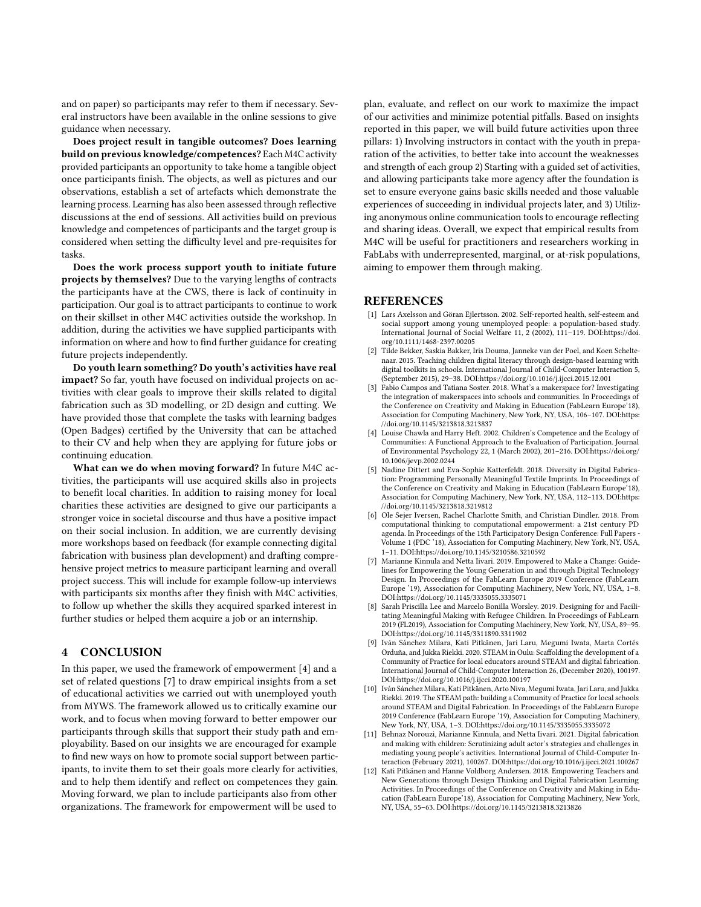and on paper) so participants may refer to them if necessary. Several instructors have been available in the online sessions to give guidance when necessary.

**Does project result in tangible outcomes? Does learning build on previous knowledge/competences?** Each M4C activity provided participants an opportunity to take home a tangible object once participants finish. The objects, as well as pictures and our observations, establish a set of artefacts which demonstrate the learning process. Learning has also been assessed through reflective discussions at the end of sessions. All activities build on previous knowledge and competences of participants and the target group is considered when setting the difficulty level and pre-requisites for tasks.

**Does the work process support youth to initiate future projects by themselves?** Due to the varying lengths of contracts the participants have at the CWS, there is lack of continuity in participation. Our goal is to attract participants to continue to work on their skillset in other M4C activities outside the workshop. In addition, during the activities we have supplied participants with information on where and how to find further guidance for creating future projects independently.

**Do youth learn something? Do youth's activities have real impact?** So far, youth have focused on individual projects on activities with clear goals to improve their skills related to digital fabrication such as 3D modelling, or 2D design and cutting. We have provided those that complete the tasks with learning badges (Open Badges) certified by the University that can be attached to their CV and help when they are applying for future jobs or continuing education.

**What can we do when moving forward?** In future M4C activities, the participants will use acquired skills also in projects to benefit local charities. In addition to raising money for local charities these activities are designed to give our participants a stronger voice in societal discourse and thus have a positive impact on their social inclusion. In addition, we are currently devising more workshops based on feedback (for example connecting digital fabrication with business plan development) and drafting comprehensive project metrics to measure participant learning and overall project success. This will include for example follow-up interviews with participants six months after they finish with M4C activities, to follow up whether the skills they acquired sparked interest in further studies or helped them acquire a job or an internship.

## 4 CONCLUSION

In this paper, we used the framework of empowerment [4] and a set of related questions [7] to draw empirical insights from a set of educational activities we carried out with unemployed youth from MYWS. The framework allowed us to critically examine our work, and to focus when moving forward to better empower our participants through skills that support their study path and employability. Based on our insights we are encouraged for example to find new ways on how to promote social support between participants, to invite them to set their goals more clearly for activities, and to help them identify and reflect on competences they gain. Moving forward, we plan to include participants also from other organizations. The framework for empowerment will be used to plan, evaluate, and reflect on our work to maximize the impact of our activities and minimize potential pitfalls. Based on insights reported in this paper, we will build future activities upon three pillars: 1) Involving instructors in contact with the youth in preparation of the activities, to better take into account the weaknesses and strength of each group 2) Starting with a guided set of activities, and allowing participants take more agency after the foundation is set to ensure everyone gains basic skills needed and those valuable experiences of succeeding in individual projects later, and 3) Utilizing anonymous online communication tools to encourage reflecting and sharing ideas. Overall, we expect that empirical results from M4C will be useful for practitioners and researchers working in FabLabs with underrepresented, marginal, or at-risk populations, aiming to empower them through making.

## REFERENCES

[1] Lars Axelsson and Göran Ejlertsson. 2002. Self-reported health, self-esteem and social support among young unemployed people: a population-based study. International Journal of Social Welfare 11, 2 (2002), 111–119. DOI:https://doi.org/10.1111/1468-2397.00205

[2] Tilde Bekker, Saskia Bakker, Iris Douma, Janneke van der Poel, and Koen Scheltenaar. 2015. Teaching children digital literacy through design-based learning with digital toolkits in schools. International Journal of Child-Computer Interaction 5, (September 2015), 29–38. DOI:https://doi.org/10.1016/j.ijcci.2015.12.001

[3] Fabio Campos and Tatiana Soster. 2018. What's a makerspace for? Investigating the integration of makerspaces into schools and communities. In Proceedings of the Conference on Creativity and Making in Education (FabLearn Europe'18), Association for Computing Machinery, New York, NY, USA, 106–107. DOI:https://doi.org/10.1145/3213818.3213837

[4] Louise Chawla and Harry Heft. 2002. Children's Competence and the Ecology of Communities: A Functional Approach to the Evaluation of Participation. Journal of Environmental Psychology 22, 1 (March 2002), 201–216. DOI:https://doi.org/10.1006/jevp.2002.0244

[5] Nadine Dittert and Eva-Sophie Katterfeldt. 2018. Diversity in Digital Fabrication: Programming Personally Meaningful Textile Imprints. In Proceedings of the Conference on Creativity and Making in Education (FabLearn Europe'18), Association for Computing Machinery, New York, NY, USA, 112–113. DOI:https://doi.org/10.1145/3213818.3219812

[6] Ole Sejer Iversen, Rachel Charlotte Smith, and Christian Dindler. 2018. From computational thinking to computational empowerment: a 21st century PD agenda. In Proceedings of the 15th Participatory Design Conference: Full Papers - Volume 1 (PDC '18), Association for Computing Machinery, New York, NY, USA, 1–11. DOI:https://doi.org/10.1145/3210586.3210592

[7] Marianne Kinnula and Netta Iivari. 2019. Empowered to Make a Change: Guidelines for Empowering the Young Generation in and through Digital Technology Design. In Proceedings of the FabLearn Europe 2019 Conference (FabLearn Europe '19), Association for Computing Machinery, New York, NY, USA, 1–8. DOI:https://doi.org/10.1145/3335055.3335071

[8] Sarah Priscilla Lee and Marcelo Bonilla Worsley. 2019. Designing for and Facilitating Meaningful Making with Refugee Children. In Proceedings of FabLearn 2019 (FL2019), Association for Computing Machinery, New York, NY, USA, 89–95. DOI:https://doi.org/10.1145/3311890.3311902

[9] Iván Sánchez Milara, Kati Pitkänen, Jari Laru, Megumi Iwata, Marta Cortés Orduña, and Jukka Riekki. 2020. STEAM in Oulu: Scaffolding the development of a Community of Practice for local educators around STEAM and digital fabrication. International Journal of Child-Computer Interaction 26, (December 2020), 100197. DOI:https://doi.org/10.1016/j.ijcci.2020.100197

[10] Iván Sánchez Milara, Kati Pitkänen, Arto Niva, Megumi Iwata, Jari Laru, and Jukka Riekki. 2019. The STEAM path: building a Community of Practice for local schools around STEAM and Digital Fabrication. In Proceedings of the FabLearn Europe 2019 Conference (FabLearn Europe '19), Association for Computing Machinery, New York, NY, USA, 1–3. DOI:https://doi.org/10.1145/3335055.3335072

[11] Behnaz Norouzi, Marianne Kinnula, and Netta Iivari. 2021. Digital fabrication and making with children: Scrutinizing adult actor's strategies and challenges in mediating young people's activities. International Journal of Child-Computer Interaction (February 2021), 100267. DOI:https://doi.org/10.1016/j.ijcci.2021.100267

[12] Kati Pitkänen and Hanne Voldborg Andersen. 2018. Empowering Teachers and New Generations through Design Thinking and Digital Fabrication Learning Activities. In Proceedings of the Conference on Creativity and Making in Education (FabLearn Europe'18), Association for Computing Machinery, New York, NY, USA, 55–63. DOI:https://doi.org/10.1145/3213818.3213826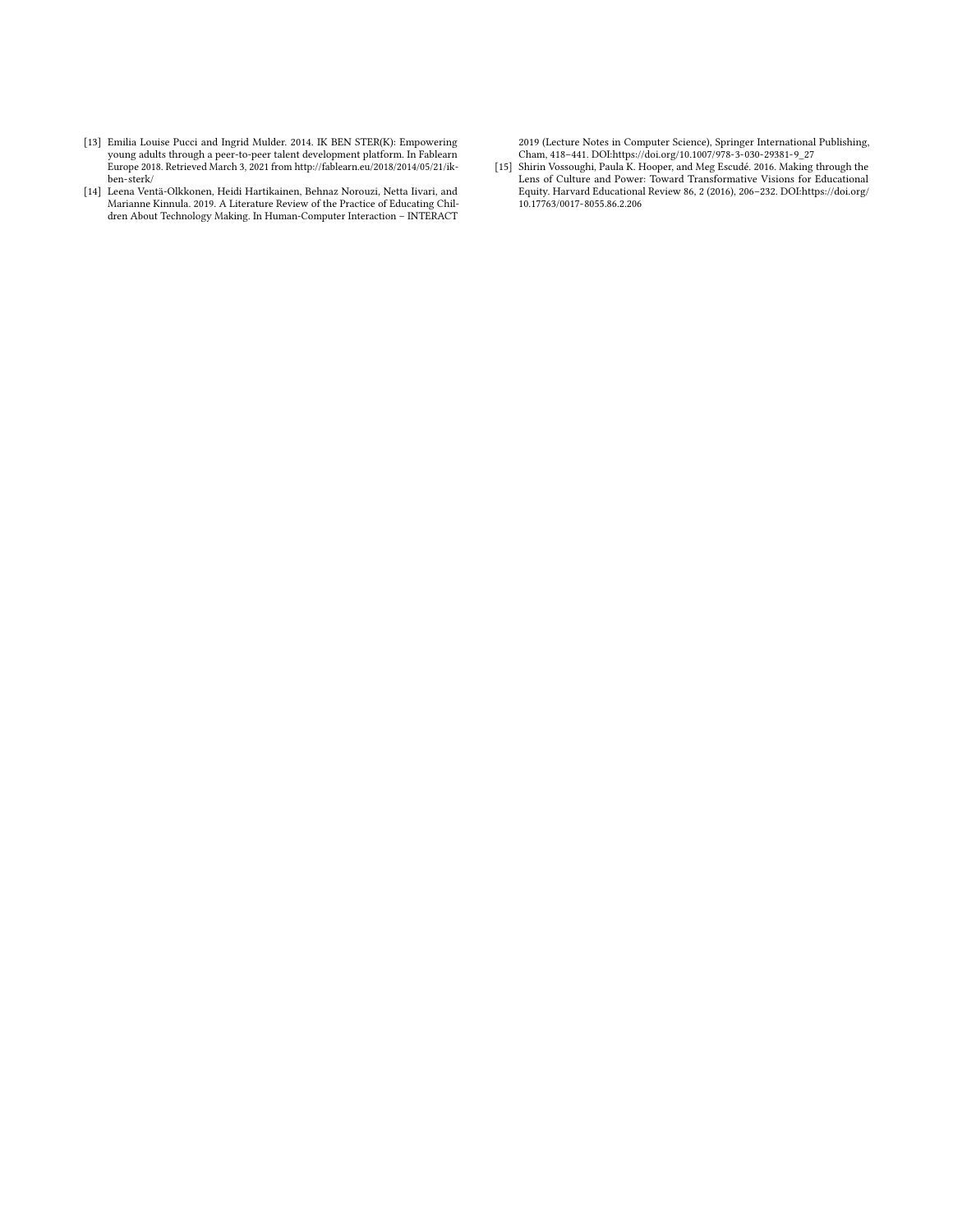[13] Emilia Louise Pucci and Ingrid Mulder. 2014. IK BEN STER(K): Empowering young adults through a peer-to-peer talent development platform. In Fablearn Europe 2018. Retrieved March 3, 2021 from http://fablearn.eu/2018/2014/05/21/ik-ben-sterk/

[14] Leena Ventä-Olkkonen, Heidi Hartikainen, Behnaz Norouzi, Netta Iivari, and Marianne Kinnula. 2019. A Literature Review of the Practice of Educating Children About Technology Making. In Human-Computer Interaction – INTERACT 2019 (Lecture Notes in Computer Science), Springer International Publishing, Cham, 418–441. DOI:https://doi.org/10.1007/978-3-030-29381-9_27

[15] Shirin Vossoughi, Paula K. Hooper, and Meg Escudé. 2016. Making through the Lens of Culture and Power: Toward Transformative Visions for Educational Equity. Harvard Educational Review 86, 2 (2016), 206–232. DOI:https://doi.org/10.17763/0017-8055.86.2.206